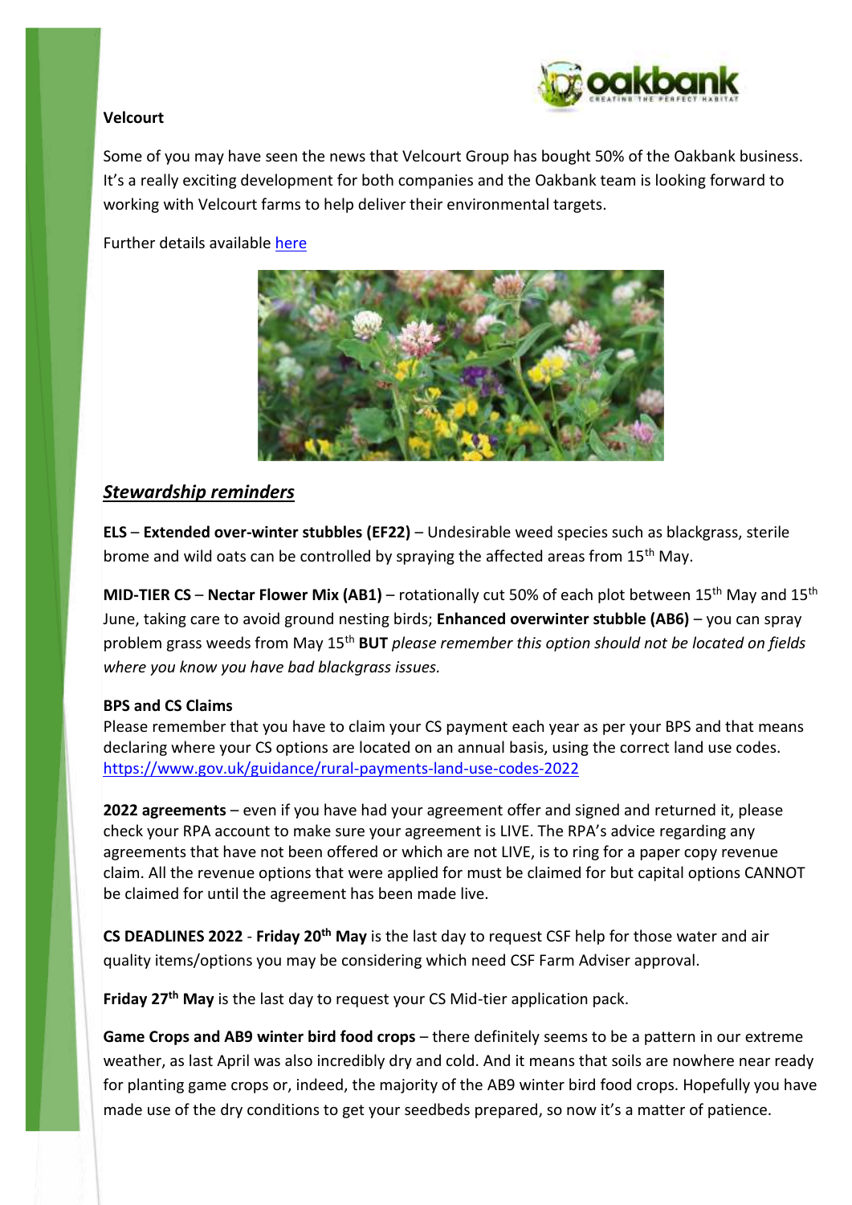**Velcourt**

Some of you may have seen the news that Velcourt Group has bought 50% of the Oakbank business. It's a really exciting development for both companies and the Oakbank team is looking forward to working with Velcourt farms to help deliver their environmental targets.

Further details available [here]

## ***Stewardship reminders***

**ELS** – **Extended over-winter stubbles (EF22)** – Undesirable weed species such as blackgrass, sterile brome and wild oats can be controlled by spraying the affected areas from 15th May.

**MID-TIER CS** – **Nectar Flower Mix (AB1)** – rotationally cut 50% of each plot between 15th May and 15th June, taking care to avoid ground nesting birds; **Enhanced overwinter stubble (AB6)** – you can spray problem grass weeds from May 15th **BUT** *please remember this option should not be located on fields where you know you have bad blackgrass issues.*

**BPS and CS Claims**

Please remember that you have to claim your CS payment each year as per your BPS and that means declaring where your CS options are located on an annual basis, using the correct land use codes. https://www.gov.uk/guidance/rural-payments-land-use-codes-2022

**2022 agreements** – even if you have had your agreement offer and signed and returned it, please check your RPA account to make sure your agreement is LIVE. The RPA's advice regarding any agreements that have not been offered or which are not LIVE, is to ring for a paper copy revenue claim. All the revenue options that were applied for must be claimed for but capital options CANNOT be claimed for until the agreement has been made live.

**CS DEADLINES 2022** - **Friday 20th May** is the last day to request CSF help for those water and air quality items/options you may be considering which need CSF Farm Adviser approval.

**Friday 27th May** is the last day to request your CS Mid-tier application pack.

**Game Crops and AB9 winter bird food crops** – there definitely seems to be a pattern in our extreme weather, as last April was also incredibly dry and cold. And it means that soils are nowhere near ready for planting game crops or, indeed, the majority of the AB9 winter bird food crops. Hopefully you have made use of the dry conditions to get your seedbeds prepared, so now it's a matter of patience.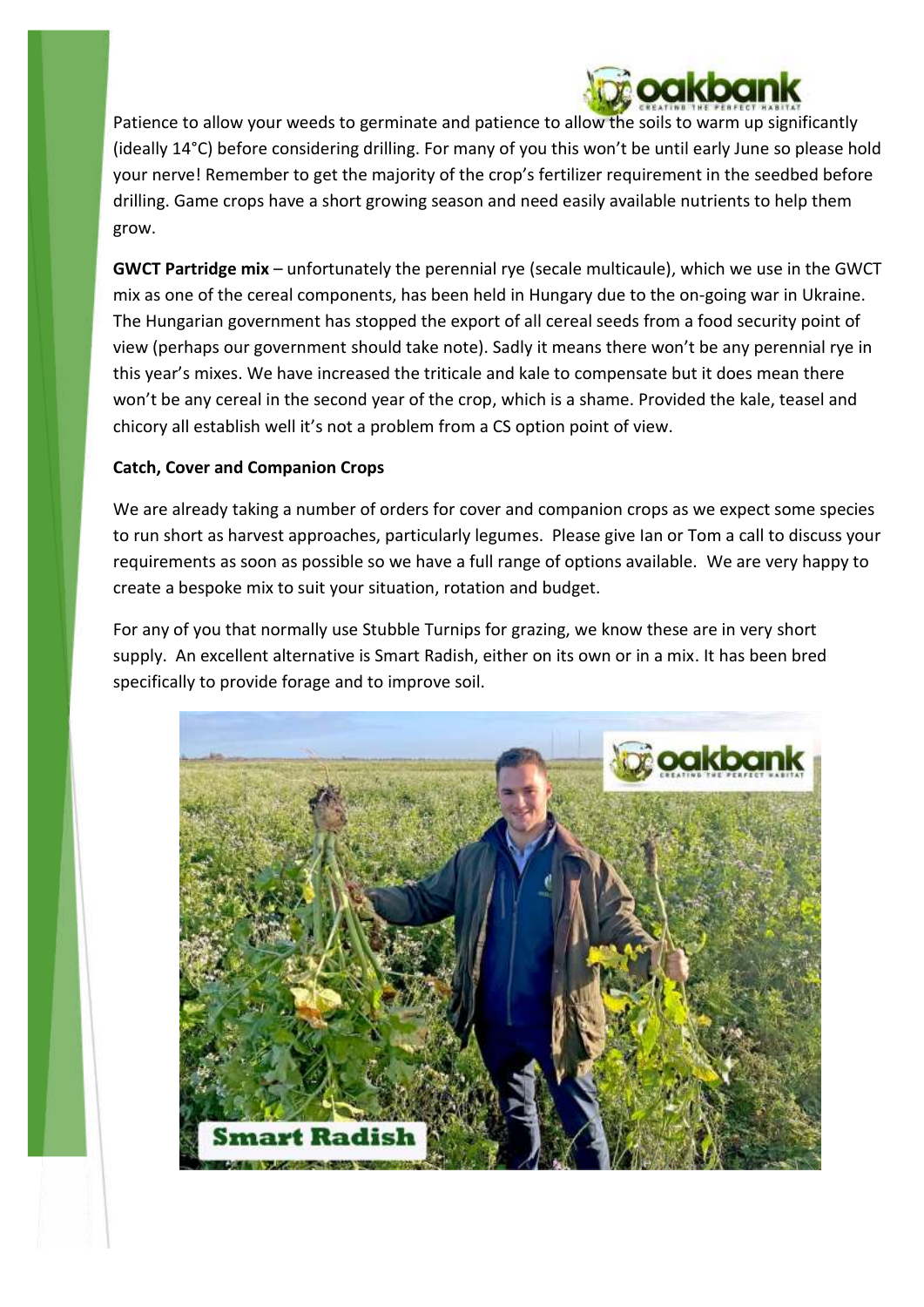Patience to allow your weeds to germinate and patience to allow the soils to warm up significantly (ideally 14°C) before considering drilling. For many of you this won't be until early June so please hold your nerve! Remember to get the majority of the crop's fertilizer requirement in the seedbed before drilling. Game crops have a short growing season and need easily available nutrients to help them grow.

**GWCT Partridge mix** – unfortunately the perennial rye (secale multicaule), which we use in the GWCT mix as one of the cereal components, has been held in Hungary due to the on-going war in Ukraine. The Hungarian government has stopped the export of all cereal seeds from a food security point of view (perhaps our government should take note). Sadly it means there won't be any perennial rye in this year's mixes. We have increased the triticale and kale to compensate but it does mean there won't be any cereal in the second year of the crop, which is a shame. Provided the kale, teasel and chicory all establish well it's not a problem from a CS option point of view.

**Catch, Cover and Companion Crops**

We are already taking a number of orders for cover and companion crops as we expect some species to run short as harvest approaches, particularly legumes. Please give Ian or Tom a call to discuss your requirements as soon as possible so we have a full range of options available. We are very happy to create a bespoke mix to suit your situation, rotation and budget.

For any of you that normally use Stubble Turnips for grazing, we know these are in very short supply. An excellent alternative is Smart Radish, either on its own or in a mix. It has been bred specifically to provide forage and to improve soil.

Smart Radish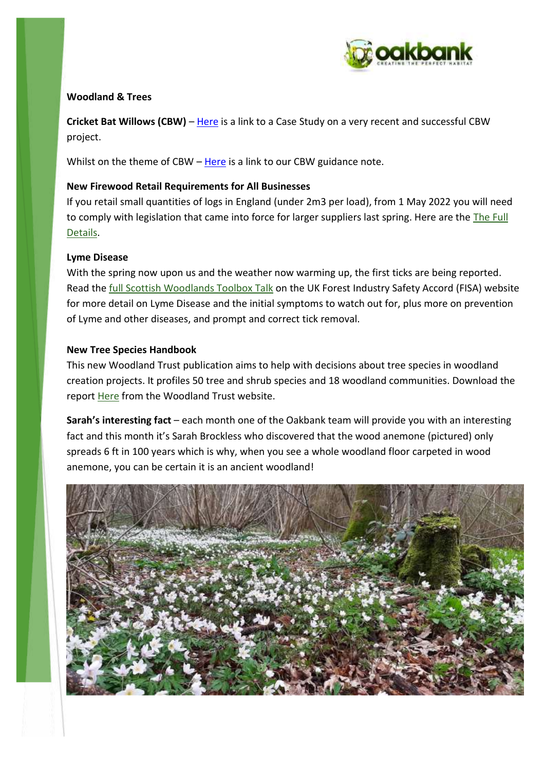## Woodland & Trees

**Cricket Bat Willows (CBW)** – Here is a link to a Case Study on a very recent and successful CBW project.

Whilst on the theme of CBW – Here is a link to our CBW guidance note.

**New Firewood Retail Requirements for All Businesses**

If you retail small quantities of logs in England (under 2m3 per load), from 1 May 2022 you will need to comply with legislation that came into force for larger suppliers last spring. Here are the The Full Details.

**Lyme Disease**

With the spring now upon us and the weather now warming up, the first ticks are being reported. Read the full Scottish Woodlands Toolbox Talk on the UK Forest Industry Safety Accord (FISA) website for more detail on Lyme Disease and the initial symptoms to watch out for, plus more on prevention of Lyme and other diseases, and prompt and correct tick removal.

**New Tree Species Handbook**

This new Woodland Trust publication aims to help with decisions about tree species in woodland creation projects. It profiles 50 tree and shrub species and 18 woodland communities. Download the report Here from the Woodland Trust website.

**Sarah's interesting fact** – each month one of the Oakbank team will provide you with an interesting fact and this month it's Sarah Brockless who discovered that the wood anemone (pictured) only spreads 6 ft in 100 years which is why, when you see a whole woodland floor carpeted in wood anemone, you can be certain it is an ancient woodland!